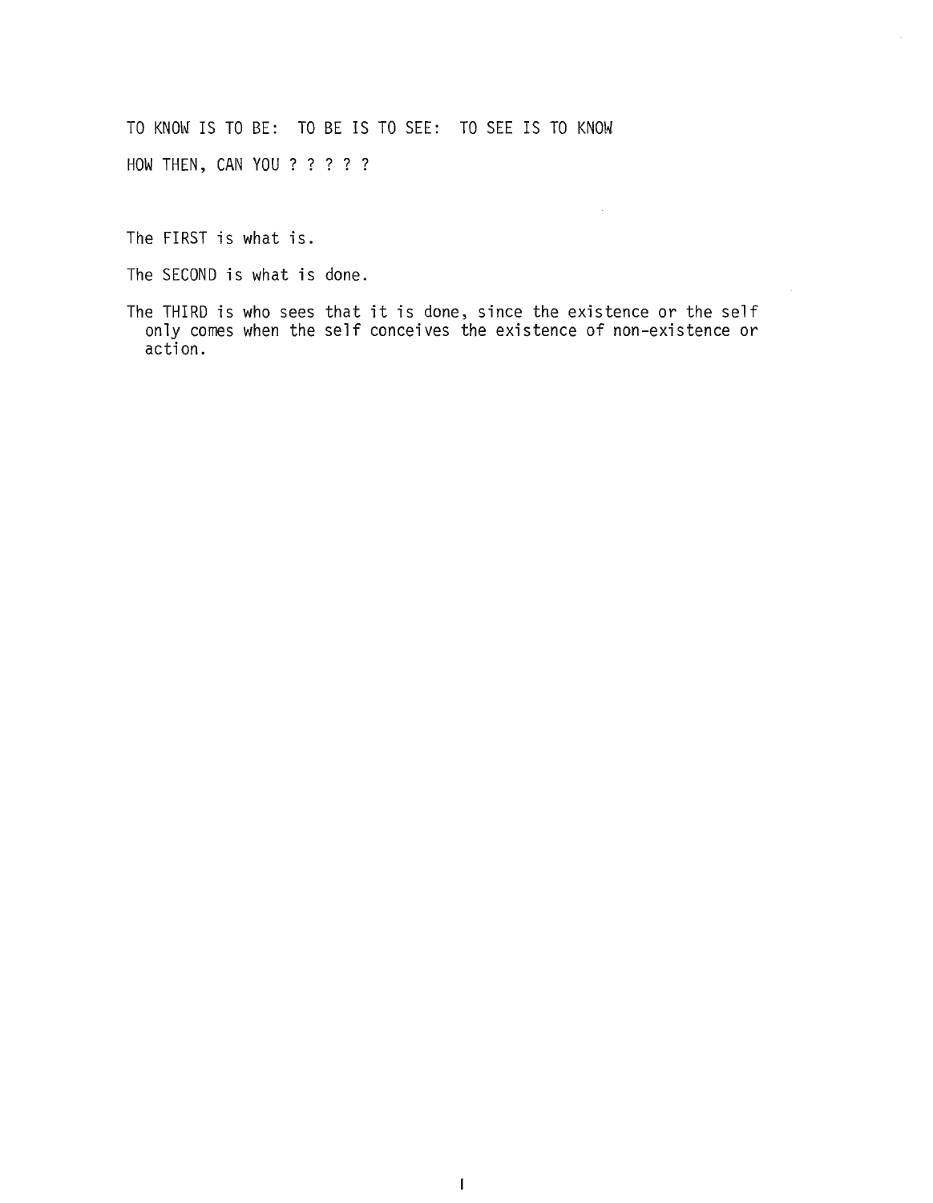TO KNOW IS TO BE: TO BE IS TO SEE: TO SEE IS TO KNOW

HOW THEN, CAN YOU ? ? ? ? ?

The FIRST is what is.

The SECOND is what is done.

The THIRD is who sees that it is done, since the existence or the self only comes when the self conceives the existence of non-existence or action.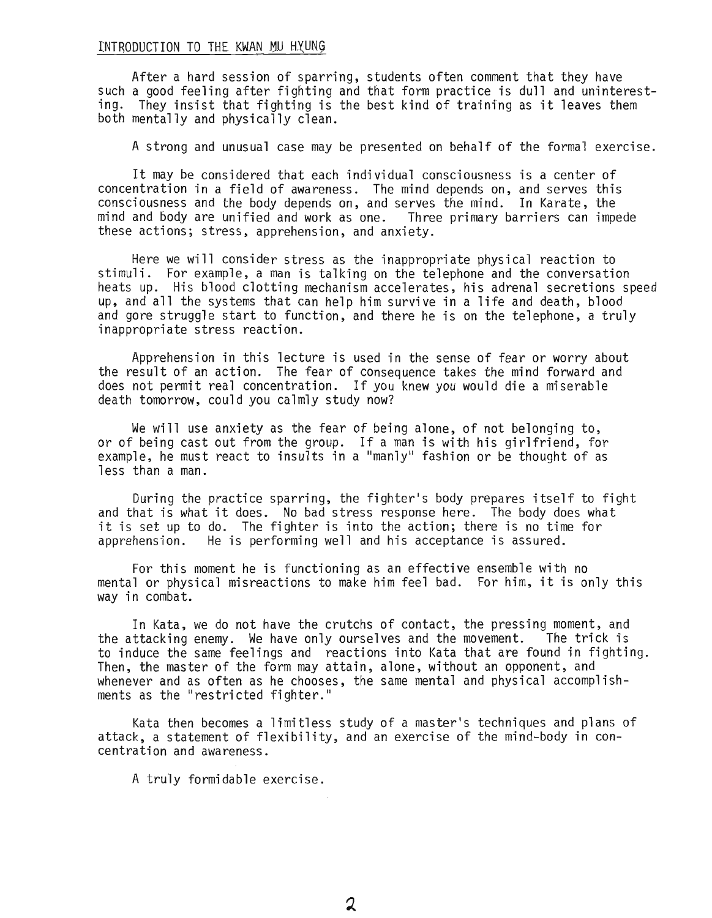## INTRODUCTION TO THE KWAN MU HYUNG

After a hard session of sparring, students often comment that they have such a good feeling after fighting and that form practice is dull and uninteresting. They insist that fighting is the best kind of training as it leaves them both mentally and physically clean.

A strong and unusual case may be presented on behalf of the formal exercise.

It may be considered that each individual consciousness is a center of concentration in a field of awareness. The mind depends on, and serves this consciousness and the body depends on, and serves the mind. In Karate, the mind and body are unified and work as one. Three primary barriers can impede these actions; stress, apprehension, and anxiety.

Here we will consider stress as the inappropriate physical reaction to stimuli. For example, a man is talking on the telephone and the conversation heats up. His blood clotting mechanism accelerates, his adrenal secretions speed up, and all the systems that can help him survive in a life and death, blood and gore struggle start to function, and there he is on the telephone, a truly inappropriate stress reaction.

Apprehension in this lecture is used in the sense of fear or worry about the result of an action. The fear of consequence takes the mind forward and does not permit real concentration. If you knew you would die a miserable death tomorrow, could you calmly study now?

We will use anxiety as the fear of being alone, of not belonging to, or of being cast out from the group. If a man is with his girlfriend, for example, he must react to insults in a "manly" fashion or be thought of as less than a man.

During the practice sparring, the fighter's body prepares itself to fight and that is what it does. No bad stress response here. The body does what it is set up to do. The fighter is into the action; there is no time for apprehension. He is performing well and his acceptance is assured.

For this moment he is functioning as an effective ensemble with no mental or physical misreactions to make him feel bad. For him, it is only this way in combat.

In Kata, we do not have the crutchs of contact, the pressing moment, and the attacking enemy. We have only ourselves and the movement. The trick is to induce the same feelings and reactions into Kata that are found in fighting. Then, the master of the form may attain, alone, without an opponent, and whenever and as often as he chooses, the same mental and physical accomplishments as the "restricted fighter."

Kata then becomes a limitless study of a master's techniques and plans of attack, a statement of flexibility, and an exercise of the mind-body in concentration and awareness.

A truly formidable exercise.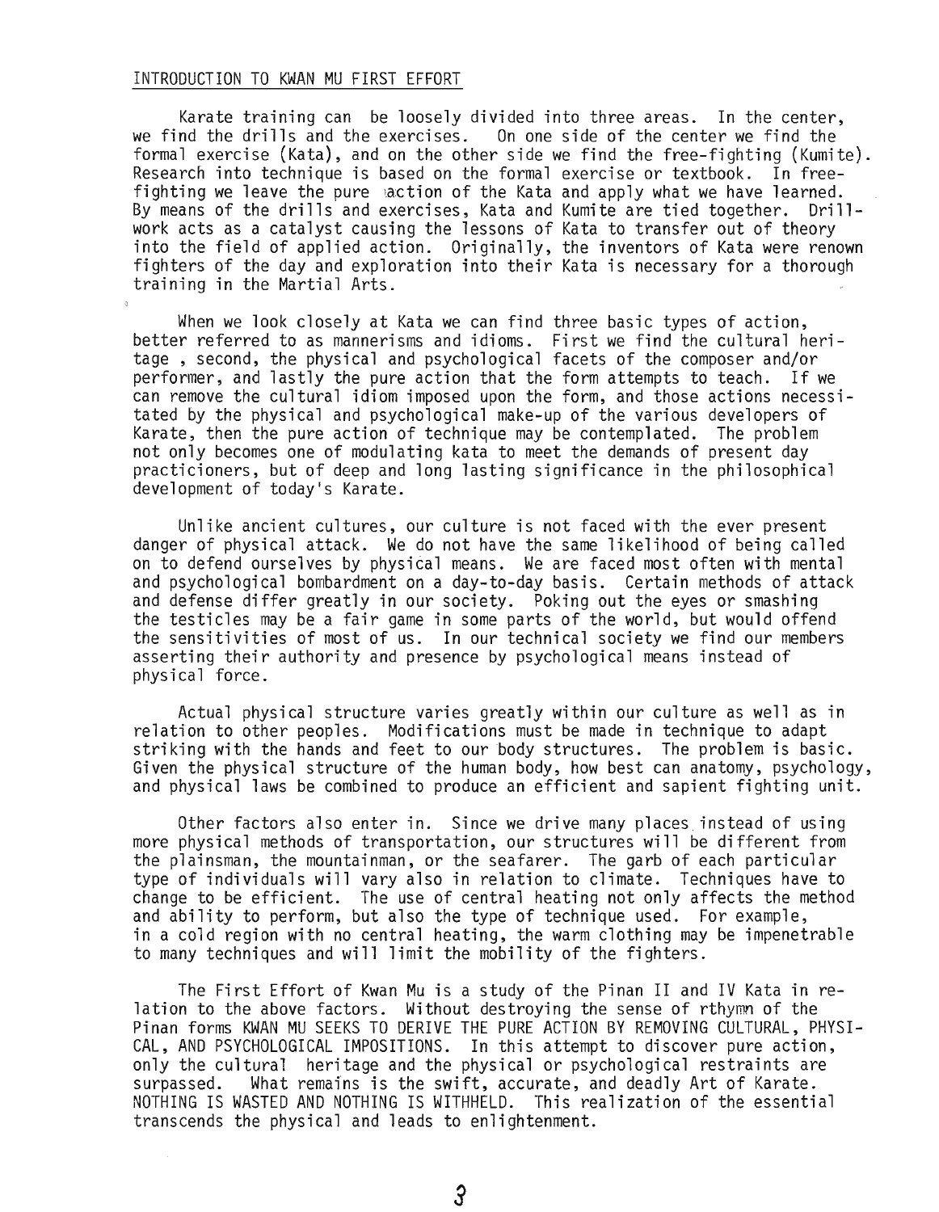## INTRODUCTION TO KWAN MU FIRST EFFORT

Karate training can be loosely divided into three areas. In the center, we find the drills and the exercises. On one side of the center we find the formal exercise (Kata), and on the other side we find the free-fighting (Kumite). Research into technique is based on the formal exercise or textbook. In free-fighting we leave the pure action of the Kata and apply what we have learned. By means of the drills and exercises, Kata and Kumite are tied together. Drill-work acts as a catalyst causing the lessons of Kata to transfer out of theory into the field of applied action. Originally, the inventors of Kata were renown fighters of the day and exploration into their Kata is necessary for a thorough training in the Martial Arts.

When we look closely at Kata we can find three basic types of action, better referred to as mannerisms and idioms. First we find the cultural heritage , second, the physical and psychological facets of the composer and/or performer, and lastly the pure action that the form attempts to teach. If we can remove the cultural idiom imposed upon the form, and those actions necessitated by the physical and psychological make-up of the various developers of Karate, then the pure action of technique may be contemplated. The problem not only becomes one of modulating kata to meet the demands of present day practicioners, but of deep and long lasting significance in the philosophical development of today's Karate.

Unlike ancient cultures, our culture is not faced with the ever present danger of physical attack. We do not have the same likelihood of being called on to defend ourselves by physical means. We are faced most often with mental and psychological bombardment on a day-to-day basis. Certain methods of attack and defense differ greatly in our society. Poking out the eyes or smashing the testicles may be a fair game in some parts of the world, but would offend the sensitivities of most of us. In our technical society we find our members asserting their authority and presence by psychological means instead of physical force.

Actual physical structure varies greatly within our culture as well as in relation to other peoples. Modifications must be made in technique to adapt striking with the hands and feet to our body structures. The problem is basic. Given the physical structure of the human body, how best can anatomy, psychology, and physical laws be combined to produce an efficient and sapient fighting unit.

Other factors also enter in. Since we drive many places instead of using more physical methods of transportation, our structures will be different from the plainsman, the mountainman, or the seafarer. The garb of each particular type of individuals will vary also in relation to climate. Techniques have to change to be efficient. The use of central heating not only affects the method and ability to perform, but also the type of technique used. For example, in a cold region with no central heating, the warm clothing may be impenetrable to many techniques and will limit the mobility of the fighters.

The First Effort of Kwan Mu is a study of the Pinan II and IV Kata in relation to the above factors. Without destroying the sense of rthymn of the Pinan forms KWAN MU SEEKS TO DERIVE THE PURE ACTION BY REMOVING CULTURAL, PHYSICAL, AND PSYCHOLOGICAL IMPOSITIONS. In this attempt to discover pure action, only the cultural heritage and the physical or psychological restraints are surpassed. What remains is the swift, accurate, and deadly Art of Karate. NOTHING IS WASTED AND NOTHING IS WITHHELD. This realization of the essential transcends the physical and leads to enlightenment.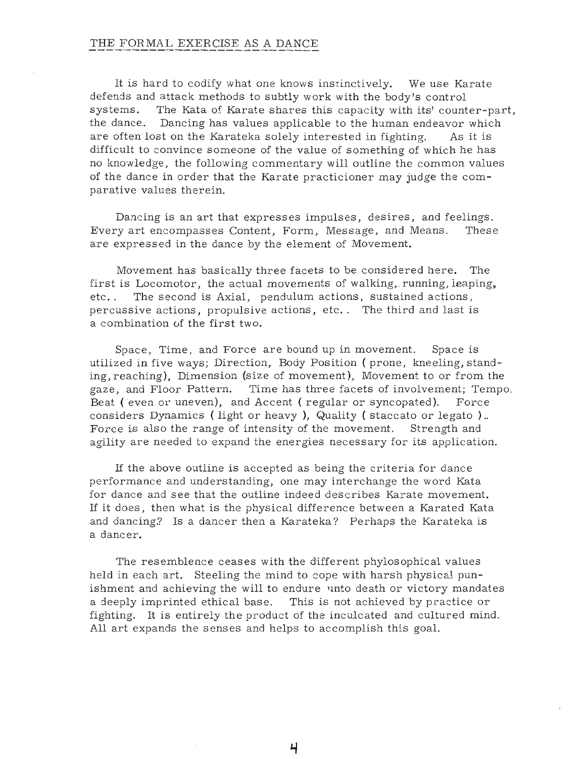## THE FORMAL EXERCISE AS A DANCE

It is hard to codify what one knows instinctively. We use Karate defends and attack methods to subtly work with the body's control systems. The Kata of Karate shares this capacity with its' counter-part, the dance. Dancing has values applicable to the human endeavor which are often lost on the Karateka solely interested in fighting. As it is difficult to convince someone of the value of something of which he has no knowledge, the following commentary will outline the common values of the dance in order that the Karate practicioner may judge the comparative values therein.

Dancing is an art that expresses impulses, desires, and feelings. Every art encompasses Content, Form, Message, and Means. These are expressed in the dance by the element of Movement.

Movement has basically three facets to be considered here. The first is Locomotor, the actual movements of walking, running, leaping, etc.. The second is Axial, pendulum actions, sustained actions, percussive actions, propulsive actions, etc.. The third and last is a combination of the first two.

Space, Time, and Force are bound up in movement. Space is utilized in five ways; Direction, Body Position ( prone, kneeling, standing, reaching), Dimension (size of movement), Movement to or from the gaze, and Floor Pattern. Time has three facets of involvement; Tempo. Beat ( even or uneven), and Accent ( regular or syncopated). Force considers Dynamics ( light or heavy ), Quality ( staccato or legato ).. Force is also the range of intensity of the movement. Strength and agility are needed to expand the energies necessary for its application.

If the above outline is accepted as being the criteria for dance performance and understanding, one may interchange the word Kata for dance and see that the outline indeed describes Karate movement. If it does, then what is the physical difference between a Karated Kata and dancing? Is a dancer then a Karateka? Perhaps the Karateka is a dancer.

The resemblence ceases with the different phylosophical values held in each art. Steeling the mind to cope with harsh physical punishment and achieving the will to endure unto death or victory mandates a deeply imprinted ethical base. This is not achieved by practice or fighting. It is entirely the product of the inculcated and cultured mind. All art expands the senses and helps to accomplish this goal.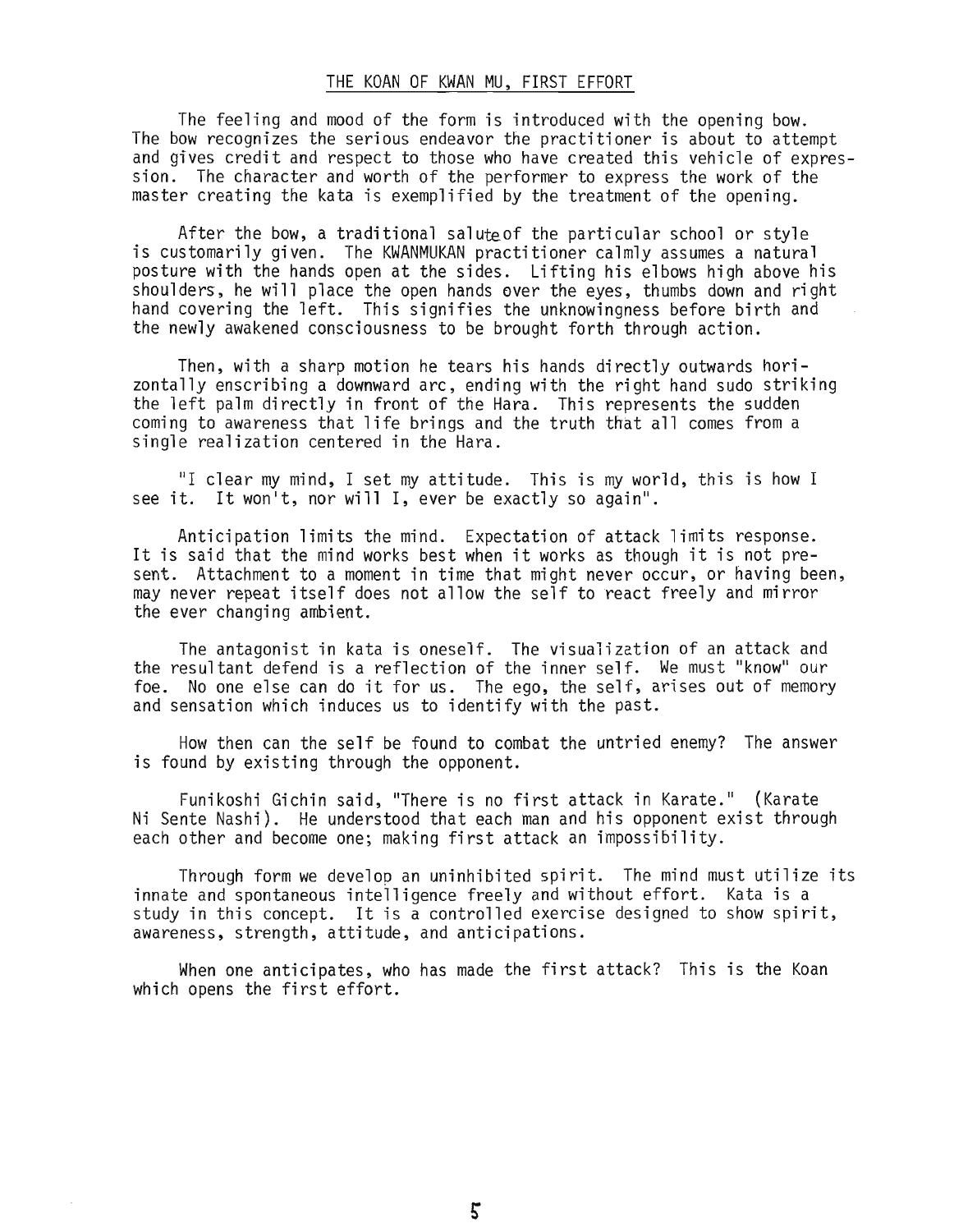## THE KOAN OF KWAN MU, FIRST EFFORT

The feeling and mood of the form is introduced with the opening bow. The bow recognizes the serious endeavor the practitioner is about to attempt and gives credit and respect to those who have created this vehicle of expression. The character and worth of the performer to express the work of the master creating the kata is exemplified by the treatment of the opening.

After the bow, a traditional salute of the particular school or style is customarily given. The KWANMUKAN practitioner calmly assumes a natural posture with the hands open at the sides. Lifting his elbows high above his shoulders, he will place the open hands over the eyes, thumbs down and right hand covering the left. This signifies the unknowingness before birth and the newly awakened consciousness to be brought forth through action.

Then, with a sharp motion he tears his hands directly outwards horizontally enscribing a downward arc, ending with the right hand sudo striking the left palm directly in front of the Hara. This represents the sudden coming to awareness that life brings and the truth that all comes from a single realization centered in the Hara.

"I clear my mind, I set my attitude. This is my world, this is how I see it. It won't, nor will I, ever be exactly so again".

Anticipation limits the mind. Expectation of attack limits response. It is said that the mind works best when it works as though it is not present. Attachment to a moment in time that might never occur, or having been, may never repeat itself does not allow the self to react freely and mirror the ever changing ambient.

The antagonist in kata is oneself. The visualization of an attack and the resultant defend is a reflection of the inner self. We must "know" our foe. No one else can do it for us. The ego, the self, arises out of memory and sensation which induces us to identify with the past.

How then can the self be found to combat the untried enemy? The answer is found by existing through the opponent.

Funikoshi Gichin said, "There is no first attack in Karate." (Karate Ni Sente Nashi). He understood that each man and his opponent exist through each other and become one; making first attack an impossibility.

Through form we develop an uninhibited spirit. The mind must utilize its innate and spontaneous intelligence freely and without effort. Kata is a study in this concept. It is a controlled exercise designed to show spirit, awareness, strength, attitude, and anticipations.

When one anticipates, who has made the first attack? This is the Koan which opens the first effort.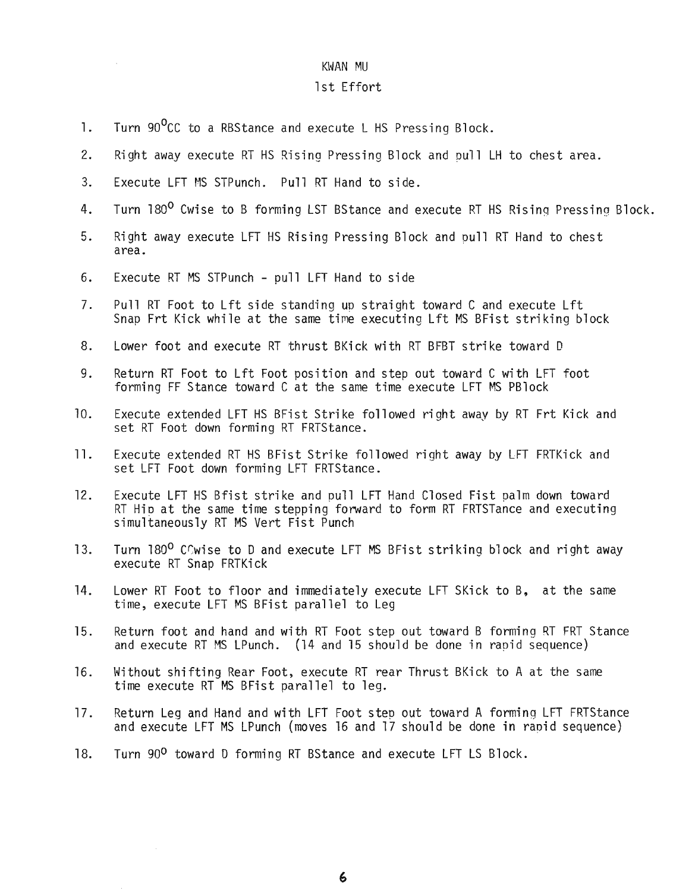# KWAN MU

## 1st Effort

1. Turn $90^{o}$CC to a RBStance and execute L HS Pressing Block.
2. Right away execute RT HS Rising Pressing Block and pull LH to chest area.
3. Execute LFT MS STPunch. Pull RT Hand to side.
4. Turn $180^{o}$ Cwise to B forming LST BStance and execute RT HS Rising Pressing Block.
5. Right away execute LFT HS Rising Pressing Block and pull RT Hand to chest area.
6. Execute RT MS STPunch - pull LFT Hand to side
7. Pull RT Foot to Lft side standing up straight toward C and execute Lft Snap Frt Kick while at the same time executing Lft MS BFist striking block
8. Lower foot and execute RT thrust BKick with RT BFBT strike toward D
9. Return RT Foot to Lft Foot position and step out toward C with LFT foot forming FF Stance toward C at the same time execute LFT MS PBlock
10. Execute extended LFT HS BFist Strike followed right away by RT Frt Kick and set RT Foot down forming RT FRTStance.
11. Execute extended RT HS BFist Strike followed right away by LFT FRTKick and set LFT Foot down forming LFT FRTStance.
12. Execute LFT HS Bfist strike and pull LFT Hand Closed Fist palm down toward RT Hip at the same time stepping forward to form RT FRTSTance and executing simultaneously RT MS Vert Fist Punch
13. Turn $180^{o}$ CCwise to D and execute LFT MS BFist striking block and right away execute RT Snap FRTKick
14. Lower RT Foot to floor and immediately execute LFT SKick to B, at the same time, execute LFT MS BFist parallel to Leg
15. Return foot and hand and with RT Foot step out toward B forming RT FRT Stance and execute RT MS LPunch. (14 and 15 should be done in rapid sequence)
16. Without shifting Rear Foot, execute RT rear Thrust BKick to A at the same time execute RT MS BFist parallel to leg.
17. Return Leg and Hand and with LFT Foot step out toward A forming LFT FRTStance and execute LFT MS LPunch (moves 16 and 17 should be done in rapid sequence)
18. Turn $90^{o}$ toward D forming RT BStance and execute LFT LS Block.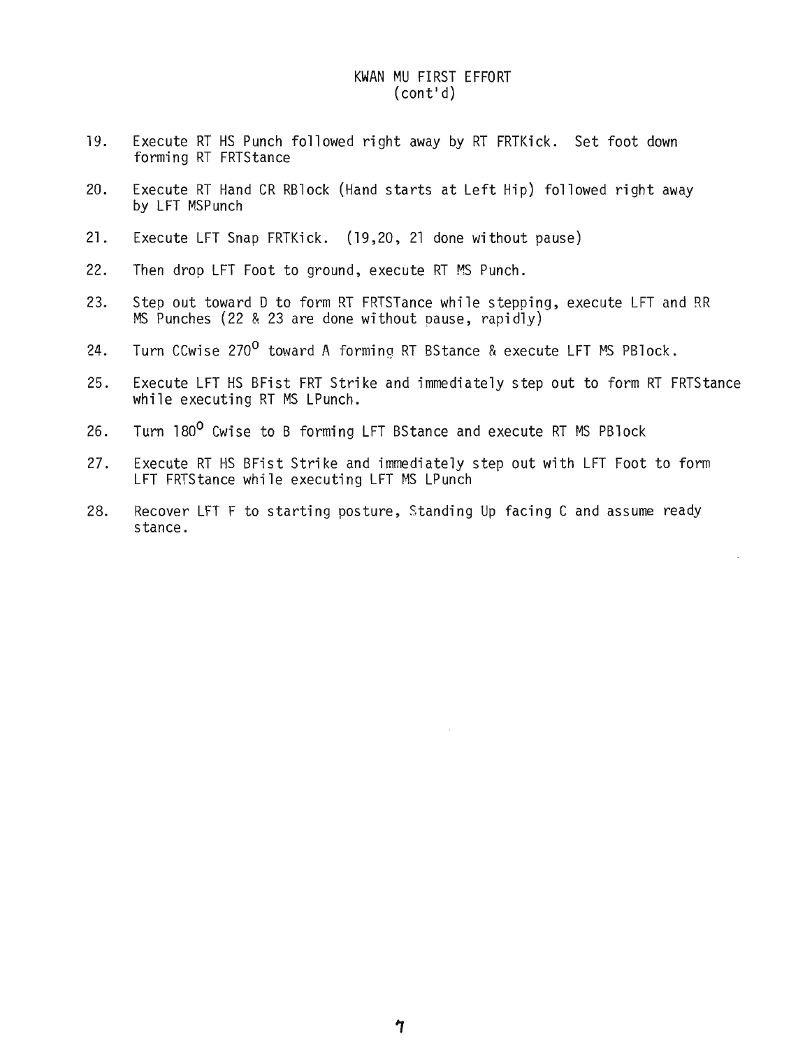# KWAN MU FIRST EFFORT
(cont'd)

19. Execute RT HS Punch followed right away by RT FRTKick. Set foot down forming RT FRTStance

20. Execute RT Hand CR RBlock (Hand starts at Left Hip) followed right away by LFT MSPunch

21. Execute LFT Snap FRTKick. (19,20, 21 done without pause)

22. Then drop LFT Foot to ground, execute RT MS Punch.

23. Step out toward D to form RT FRTSTance while stepping, execute LFT and RR MS Punches (22 & 23 are done without pause, rapidly)

24. Turn CCwise 270$^{o}$ toward A forming RT BStance & execute LFT MS PBlock.

25. Execute LFT HS BFist FRT Strike and immediately step out to form RT FRTStance while executing RT MS LPunch.

26. Turn 180$^{o}$ Cwise to B forming LFT BStance and execute RT MS PBlock

27. Execute RT HS BFist Strike and immediately step out with LFT Foot to form LFT FRTStance while executing LFT MS LPunch

28. Recover LFT F to starting posture, Standing Up facing C and assume ready stance.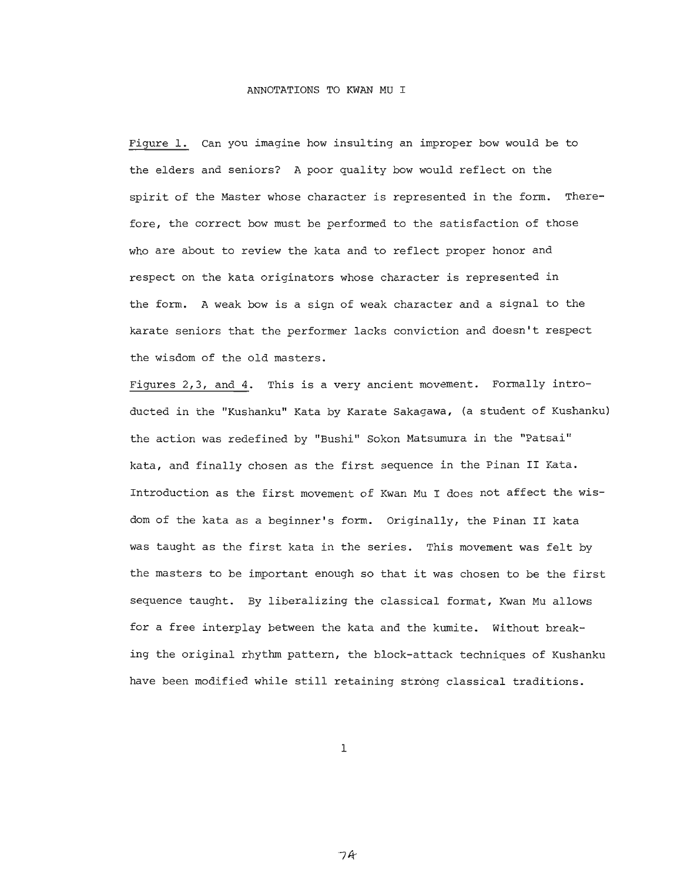# ANNOTATIONS TO KWAN MU I

Figure 1. Can you imagine how insulting an improper bow would be to the elders and seniors? A poor quality bow would reflect on the spirit of the Master whose character is represented in the form. Therefore, the correct bow must be performed to the satisfaction of those who are about to review the kata and to reflect proper honor and respect on the kata originators whose character is represented in the form. A weak bow is a sign of weak character and a signal to the karate seniors that the performer lacks conviction and doesn't respect the wisdom of the old masters.

Figures 2,3, and 4. This is a very ancient movement. Formally introducted in the "Kushanku" Kata by Karate Sakagawa, (a student of Kushanku) the action was redefined by "Bushi" Sokon Matsumura in the "Patsai" kata, and finally chosen as the first sequence in the Pinan II Kata. Introduction as the first movement of Kwan Mu I does not affect the wisdom of the kata as a beginner's form. Originally, the Pinan II kata was taught as the first kata in the series. This movement was felt by the masters to be important enough so that it was chosen to be the first sequence taught. By liberalizing the classical format, Kwan Mu allows for a free interplay between the kata and the kumite. Without breaking the original rhythm pattern, the block-attack techniques of Kushanku have been modified while still retaining strong classical traditions.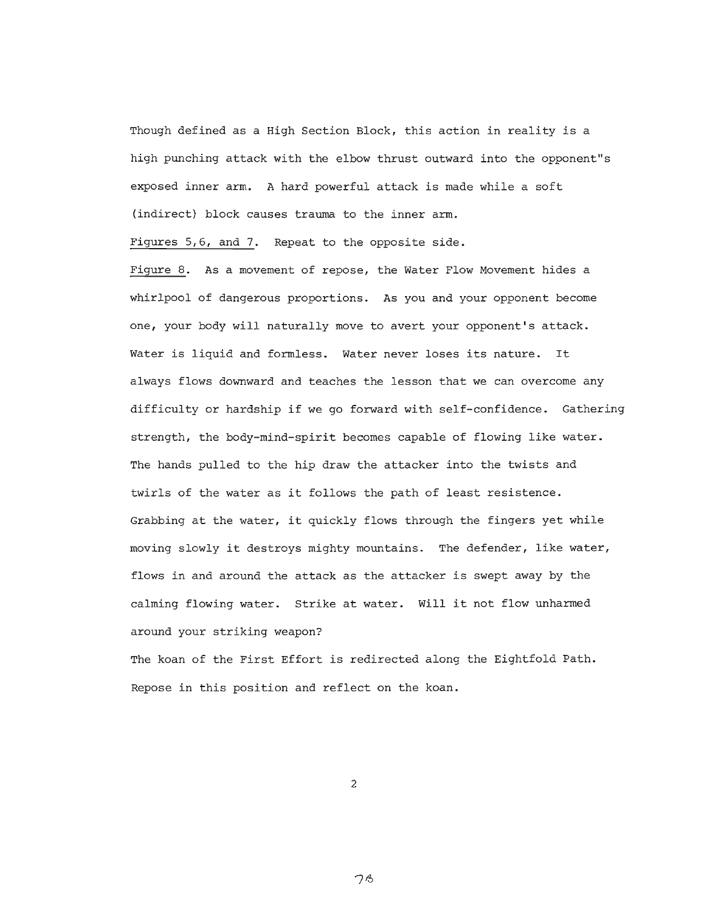Though defined as a High Section Block, this action in reality is a high punching attack with the elbow thrust outward into the opponent"s exposed inner arm. A hard powerful attack is made while a soft (indirect) block causes trauma to the inner arm.

Figures 5,6, and 7. Repeat to the opposite side.

Figure 8. As a movement of repose, the Water Flow Movement hides a whirlpool of dangerous proportions. As you and your opponent become one, your body will naturally move to avert your opponent's attack. Water is liquid and formless. Water never loses its nature. It always flows downward and teaches the lesson that we can overcome any difficulty or hardship if we go forward with self-confidence. Gathering strength, the body-mind-spirit becomes capable of flowing like water. The hands pulled to the hip draw the attacker into the twists and twirls of the water as it follows the path of least resistence. Grabbing at the water, it quickly flows through the fingers yet while moving slowly it destroys mighty mountains. The defender, like water, flows in and around the attack as the attacker is swept away by the calming flowing water. Strike at water. Will it not flow unharmed around your striking weapon?

The koan of the First Effort is redirected along the Eightfold Path. Repose in this position and reflect on the koan.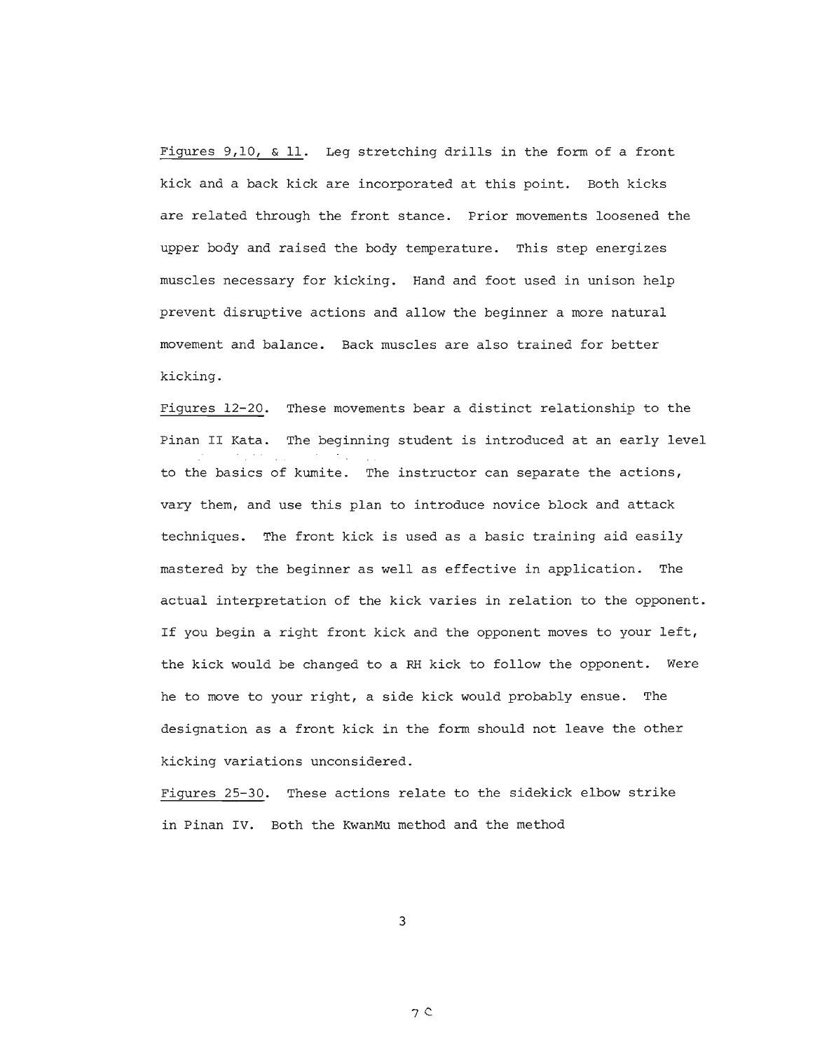Figures 9,10, & 11. Leg stretching drills in the form of a front kick and a back kick are incorporated at this point. Both kicks are related through the front stance. Prior movements loosened the upper body and raised the body temperature. This step energizes muscles necessary for kicking. Hand and foot used in unison help prevent disruptive actions and allow the beginner a more natural movement and balance. Back muscles are also trained for better kicking.

Figures 12-20. These movements bear a distinct relationship to the Pinan II Kata. The beginning student is introduced at an early level to the basics of kumite. The instructor can separate the actions, vary them, and use this plan to introduce novice block and attack techniques. The front kick is used as a basic training aid easily mastered by the beginner as well as effective in application. The actual interpretation of the kick varies in relation to the opponent. If you begin a right front kick and the opponent moves to your left, the kick would be changed to a RH kick to follow the opponent. Were he to move to your right, a side kick would probably ensue. The designation as a front kick in the form should not leave the other kicking variations unconsidered.

Figures 25-30. These actions relate to the sidekick elbow strike in Pinan IV. Both the KwanMu method and the method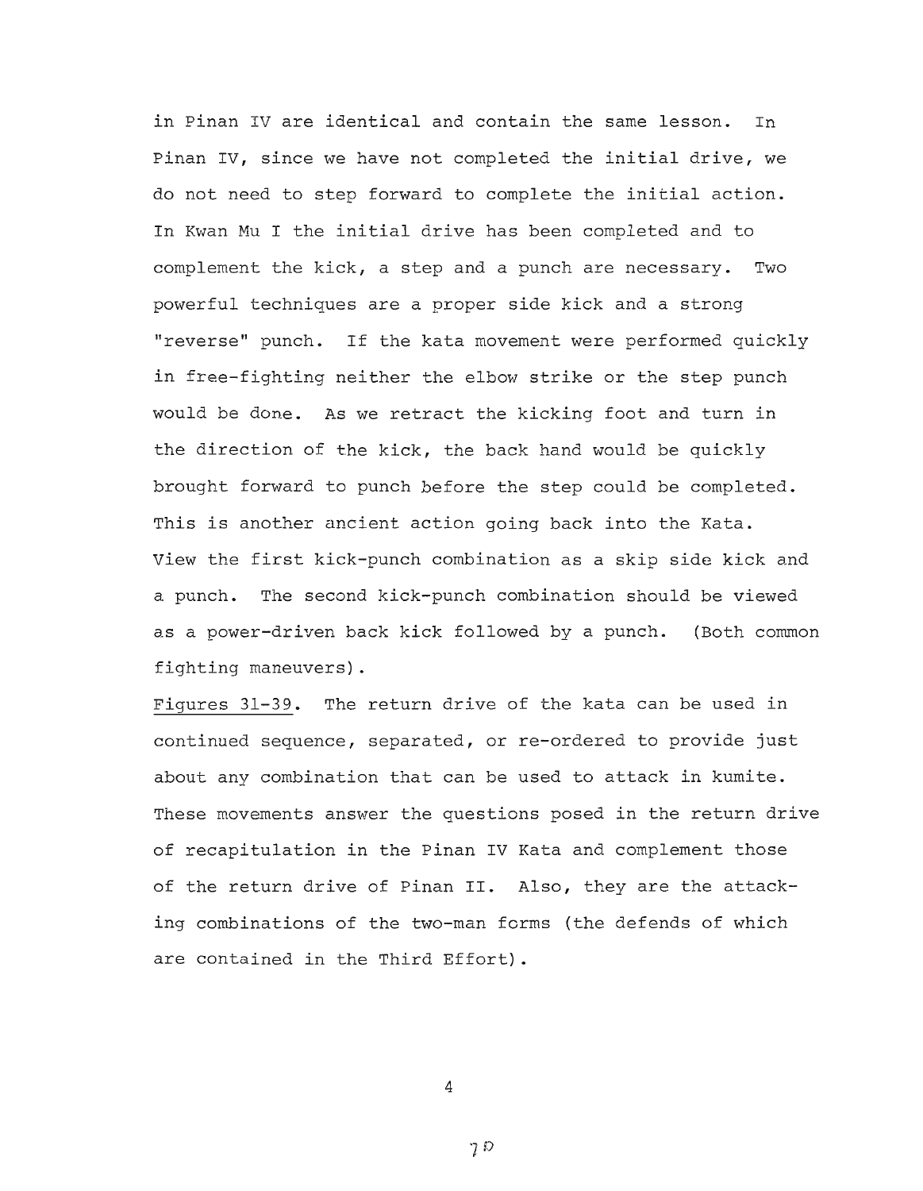in Pinan IV are identical and contain the same lesson. In Pinan IV, since we have not completed the initial drive, we do not need to step forward to complete the initial action. In Kwan Mu I the initial drive has been completed and to complement the kick, a step and a punch are necessary. Two powerful techniques are a proper side kick and a strong "reverse" punch. If the kata movement were performed quickly in free-fighting neither the elbow strike or the step punch would be done. As we retract the kicking foot and turn in the direction of the kick, the back hand would be quickly brought forward to punch before the step could be completed. This is another ancient action going back into the Kata. View the first kick-punch combination as a skip side kick and a punch. The second kick-punch combination should be viewed as a power-driven back kick followed by a punch. (Both common fighting maneuvers).

Figures 31-39. The return drive of the kata can be used in continued sequence, separated, or re-ordered to provide just about any combination that can be used to attack in kumite. These movements answer the questions posed in the return drive of recapitulation in the Pinan IV Kata and complement those of the return drive of Pinan II. Also, they are the attacking combinations of the two-man forms (the defends of which are contained in the Third Effort).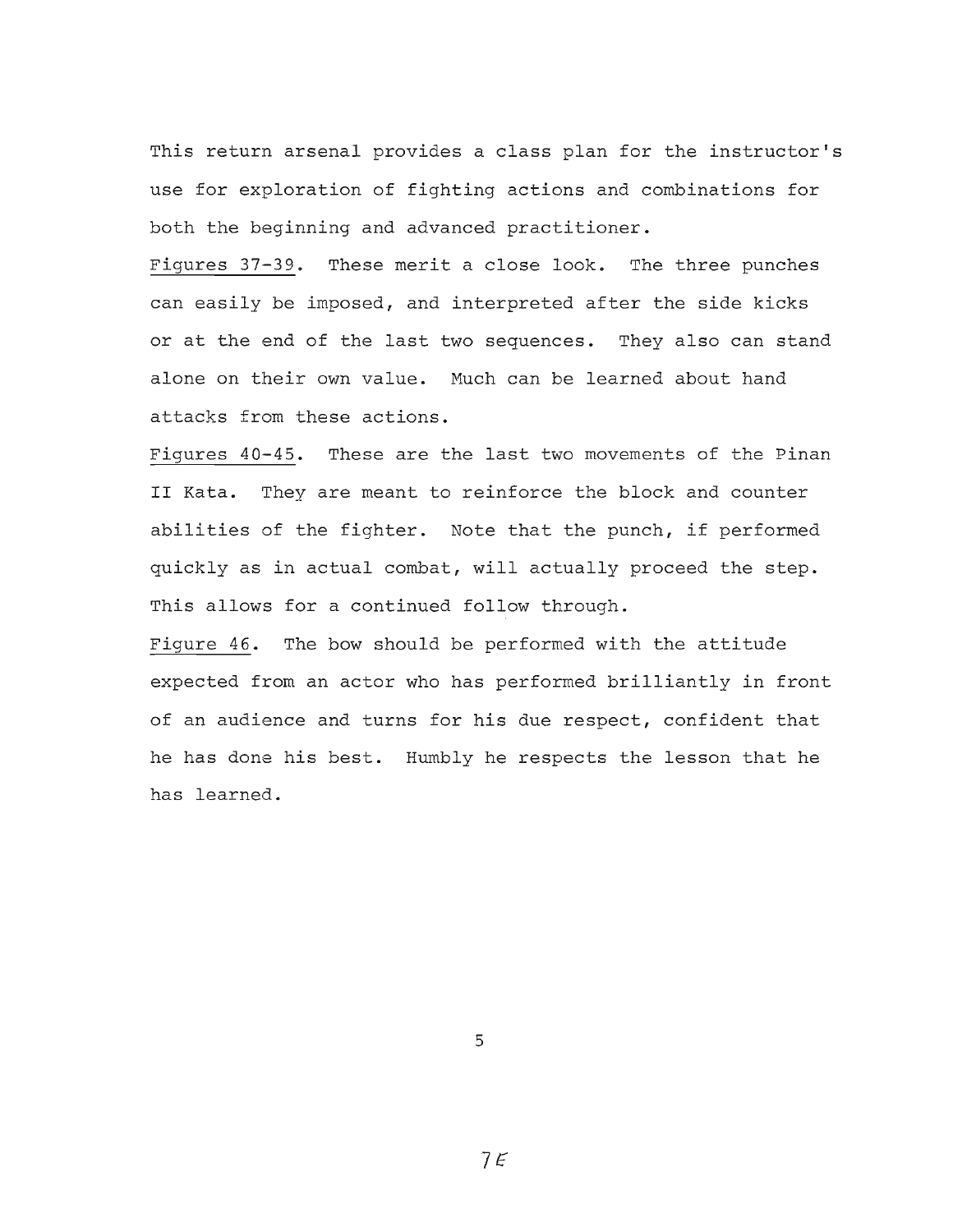This return arsenal provides a class plan for the instructor's use for exploration of fighting actions and combinations for both the beginning and advanced practitioner.

Figures 37-39. These merit a close look. The three punches can easily be imposed, and interpreted after the side kicks or at the end of the last two sequences. They also can stand alone on their own value. Much can be learned about hand attacks from these actions.

Figures 40-45. These are the last two movements of the Pinan II Kata. They are meant to reinforce the block and counter abilities of the fighter. Note that the punch, if performed quickly as in actual combat, will actually proceed the step. This allows for a continued follow through.

Figure 46. The bow should be performed with the attitude expected from an actor who has performed brilliantly in front of an audience and turns for his due respect, confident that he has done his best. Humbly he respects the lesson that he has learned.